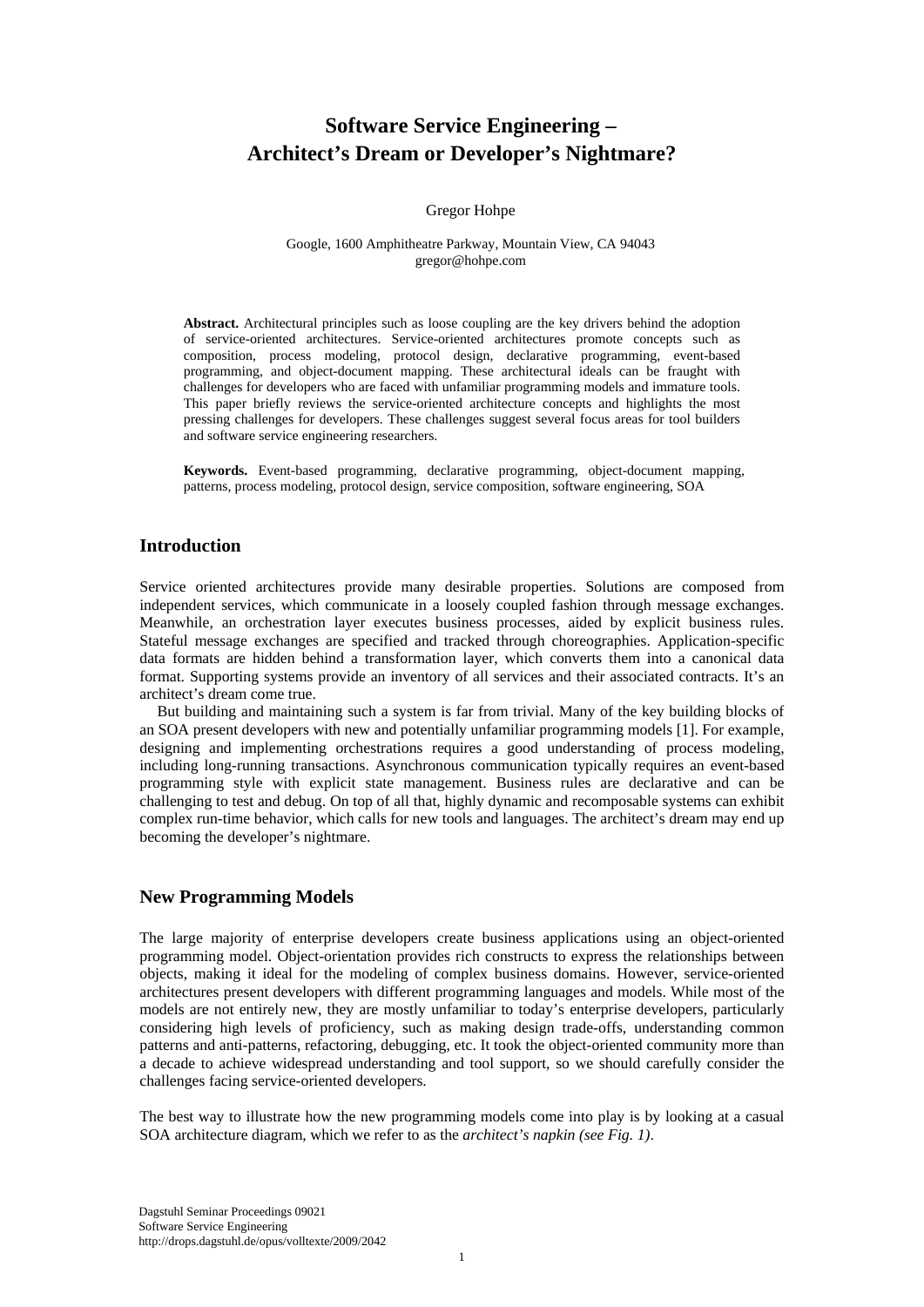# Software Service Engineering – Architect's Dream or Developer's Nightmare?

Gregor Hohpe

Google, 1600 Amphitheatre Parkway, Mountain View, CA 94043
gregor@hohpe.com

**Abstract.** Architectural principles such as loose coupling are the key drivers behind the adoption of service-oriented architectures. Service-oriented architectures promote concepts such as composition, process modeling, protocol design, declarative programming, event-based programming, and object-document mapping. These architectural ideals can be fraught with challenges for developers who are faced with unfamiliar programming models and immature tools. This paper briefly reviews the service-oriented architecture concepts and highlights the most pressing challenges for developers. These challenges suggest several focus areas for tool builders and software service engineering researchers.

**Keywords.** Event-based programming, declarative programming, object-document mapping, patterns, process modeling, protocol design, service composition, software engineering, SOA

## Introduction

Service oriented architectures provide many desirable properties. Solutions are composed from independent services, which communicate in a loosely coupled fashion through message exchanges. Meanwhile, an orchestration layer executes business processes, aided by explicit business rules. Stateful message exchanges are specified and tracked through choreographies. Application-specific data formats are hidden behind a transformation layer, which converts them into a canonical data format. Supporting systems provide an inventory of all services and their associated contracts. It's an architect's dream come true.

But building and maintaining such a system is far from trivial. Many of the key building blocks of an SOA present developers with new and potentially unfamiliar programming models [1]. For example, designing and implementing orchestrations requires a good understanding of process modeling, including long-running transactions. Asynchronous communication typically requires an event-based programming style with explicit state management. Business rules are declarative and can be challenging to test and debug. On top of all that, highly dynamic and recomposable systems can exhibit complex run-time behavior, which calls for new tools and languages. The architect's dream may end up becoming the developer's nightmare.

## New Programming Models

The large majority of enterprise developers create business applications using an object-oriented programming model. Object-orientation provides rich constructs to express the relationships between objects, making it ideal for the modeling of complex business domains. However, service-oriented architectures present developers with different programming languages and models. While most of the models are not entirely new, they are mostly unfamiliar to today's enterprise developers, particularly considering high levels of proficiency, such as making design trade-offs, understanding common patterns and anti-patterns, refactoring, debugging, etc. It took the object-oriented community more than a decade to achieve widespread understanding and tool support, so we should carefully consider the challenges facing service-oriented developers.

The best way to illustrate how the new programming models come into play is by looking at a casual SOA architecture diagram, which we refer to as the *architect's napkin (see Fig. 1)*.

Dagstuhl Seminar Proceedings 09021
Software Service Engineering
http://drops.dagstuhl.de/opus/volltexte/2009/2042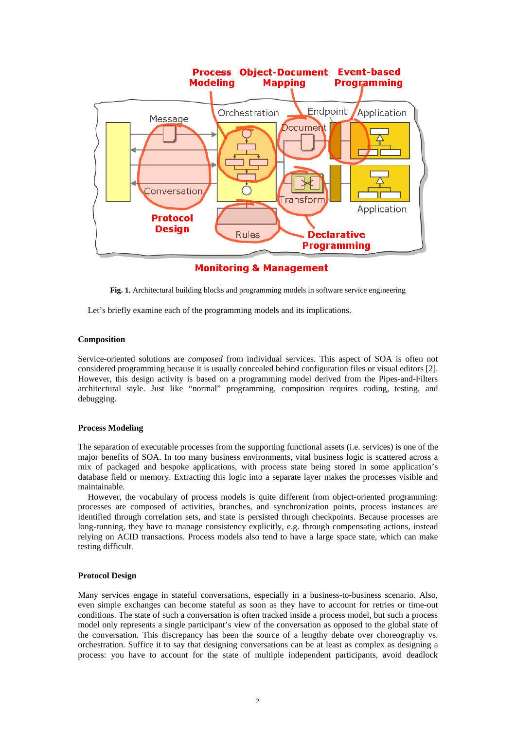**Fig. 1.** Architectural building blocks and programming models in software service engineering

Let's briefly examine each of the programming models and its implications.

#### Composition

Service-oriented solutions are *composed* from individual services. This aspect of SOA is often not considered programming because it is usually concealed behind configuration files or visual editors [2]. However, this design activity is based on a programming model derived from the Pipes-and-Filters architectural style. Just like "normal" programming, composition requires coding, testing, and debugging.

#### Process Modeling

The separation of executable processes from the supporting functional assets (i.e. services) is one of the major benefits of SOA. In too many business environments, vital business logic is scattered across a mix of packaged and bespoke applications, with process state being stored in some application's database field or memory. Extracting this logic into a separate layer makes the processes visible and maintainable.

However, the vocabulary of process models is quite different from object-oriented programming: processes are composed of activities, branches, and synchronization points, process instances are identified through correlation sets, and state is persisted through checkpoints. Because processes are long-running, they have to manage consistency explicitly, e.g. through compensating actions, instead relying on ACID transactions. Process models also tend to have a large space state, which can make testing difficult.

#### Protocol Design

Many services engage in stateful conversations, especially in a business-to-business scenario. Also, even simple exchanges can become stateful as soon as they have to account for retries or time-out conditions. The state of such a conversation is often tracked inside a process model, but such a process model only represents a single participant's view of the conversation as opposed to the global state of the conversation. This discrepancy has been the source of a lengthy debate over choreography vs. orchestration. Suffice it to say that designing conversations can be at least as complex as designing a process: you have to account for the state of multiple independent participants, avoid deadlock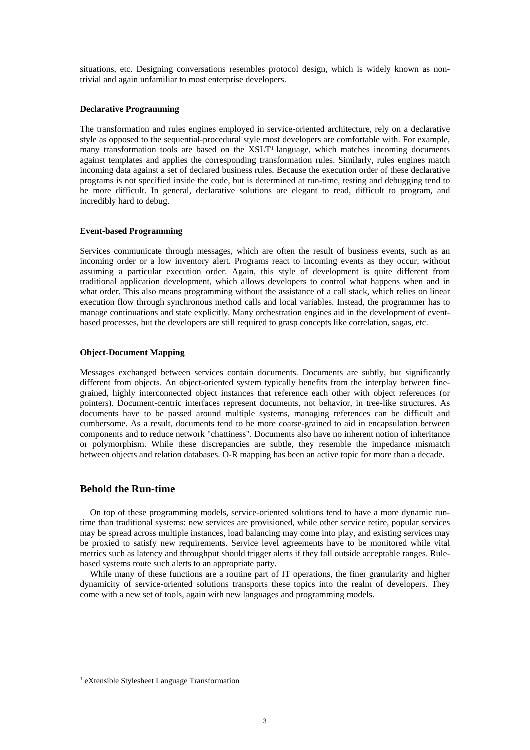situations, etc. Designing conversations resembles protocol design, which is widely known as non-trivial and again unfamiliar to most enterprise developers.

**Declarative Programming**

The transformation and rules engines employed in service-oriented architecture, rely on a declarative style as opposed to the sequential-procedural style most developers are comfortable with. For example, many transformation tools are based on the XSLT[1] language, which matches incoming documents against templates and applies the corresponding transformation rules. Similarly, rules engines match incoming data against a set of declared business rules. Because the execution order of these declarative programs is not specified inside the code, but is determined at run-time, testing and debugging tend to be more difficult. In general, declarative solutions are elegant to read, difficult to program, and incredibly hard to debug.

**Event-based Programming**

Services communicate through messages, which are often the result of business events, such as an incoming order or a low inventory alert. Programs react to incoming events as they occur, without assuming a particular execution order. Again, this style of development is quite different from traditional application development, which allows developers to control what happens when and in what order. This also means programming without the assistance of a call stack, which relies on linear execution flow through synchronous method calls and local variables. Instead, the programmer has to manage continuations and state explicitly. Many orchestration engines aid in the development of event-based processes, but the developers are still required to grasp concepts like correlation, sagas, etc.

**Object-Document Mapping**

Messages exchanged between services contain documents. Documents are subtly, but significantly different from objects. An object-oriented system typically benefits from the interplay between fine-grained, highly interconnected object instances that reference each other with object references (or pointers). Document-centric interfaces represent documents, not behavior, in tree-like structures. As documents have to be passed around multiple systems, managing references can be difficult and cumbersome. As a result, documents tend to be more coarse-grained to aid in encapsulation between components and to reduce network "chattiness". Documents also have no inherent notion of inheritance or polymorphism. While these discrepancies are subtle, they resemble the impedance mismatch between objects and relation databases. O-R mapping has been an active topic for more than a decade.

## Behold the Run-time

On top of these programming models, service-oriented solutions tend to have a more dynamic run-time than traditional systems: new services are provisioned, while other service retire, popular services may be spread across multiple instances, load balancing may come into play, and existing services may be proxied to satisfy new requirements. Service level agreements have to be monitored while vital metrics such as latency and throughput should trigger alerts if they fall outside acceptable ranges. Rule-based systems route such alerts to an appropriate party.

While many of these functions are a routine part of IT operations, the finer granularity and higher dynamicity of service-oriented solutions transports these topics into the realm of developers. They come with a new set of tools, again with new languages and programming models.

[1] eXtensible Stylesheet Language Transformation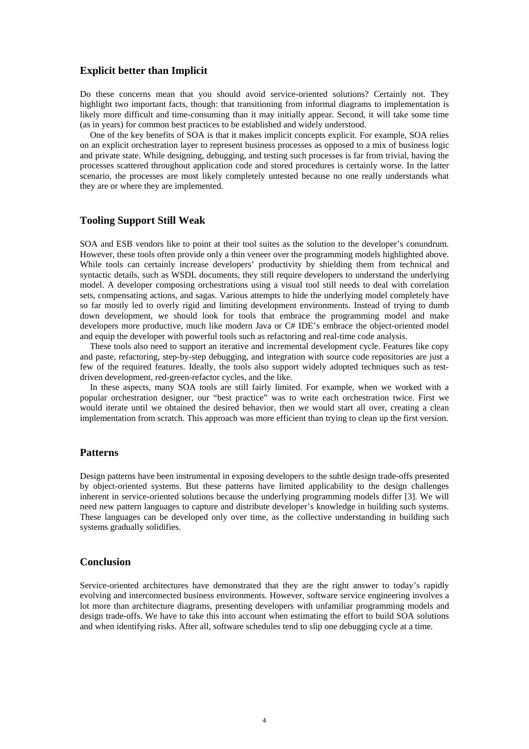## Explicit better than Implicit

Do these concerns mean that you should avoid service-oriented solutions? Certainly not. They highlight two important facts, though: that transitioning from informal diagrams to implementation is likely more difficult and time-consuming than it may initially appear. Second, it will take some time (as in years) for common best practices to be established and widely understood.

One of the key benefits of SOA is that it makes implicit concepts explicit. For example, SOA relies on an explicit orchestration layer to represent business processes as opposed to a mix of business logic and private state. While designing, debugging, and testing such processes is far from trivial, having the processes scattered throughout application code and stored procedures is certainly worse. In the latter scenario, the processes are most likely completely untested because no one really understands what they are or where they are implemented.

## Tooling Support Still Weak

SOA and ESB vendors like to point at their tool suites as the solution to the developer's conundrum. However, these tools often provide only a thin veneer over the programming models highlighted above. While tools can certainly increase developers' productivity by shielding them from technical and syntactic details, such as WSDL documents, they still require developers to understand the underlying model. A developer composing orchestrations using a visual tool still needs to deal with correlation sets, compensating actions, and sagas. Various attempts to hide the underlying model completely have so far mostly led to overly rigid and limiting development environments. Instead of trying to dumb down development, we should look for tools that embrace the programming model and make developers more productive, much like modern Java or C# IDE's embrace the object-oriented model and equip the developer with powerful tools such as refactoring and real-time code analysis.

These tools also need to support an iterative and incremental development cycle. Features like copy and paste, refactoring, step-by-step debugging, and integration with source code repositories are just a few of the required features. Ideally, the tools also support widely adopted techniques such as test-driven development, red-green-refactor cycles, and the like.

In these aspects, many SOA tools are still fairly limited. For example, when we worked with a popular orchestration designer, our "best practice" was to write each orchestration twice. First we would iterate until we obtained the desired behavior, then we would start all over, creating a clean implementation from scratch. This approach was more efficient than trying to clean up the first version.

## Patterns

Design patterns have been instrumental in exposing developers to the subtle design trade-offs presented by object-oriented systems. But these patterns have limited applicability to the design challenges inherent in service-oriented solutions because the underlying programming models differ [3]. We will need new pattern languages to capture and distribute developer's knowledge in building such systems. These languages can be developed only over time, as the collective understanding in building such systems gradually solidifies.

## Conclusion

Service-oriented architectures have demonstrated that they are the right answer to today's rapidly evolving and interconnected business environments. However, software service engineering involves a lot more than architecture diagrams, presenting developers with unfamiliar programming models and design trade-offs. We have to take this into account when estimating the effort to build SOA solutions and when identifying risks. After all, software schedules tend to slip one debugging cycle at a time.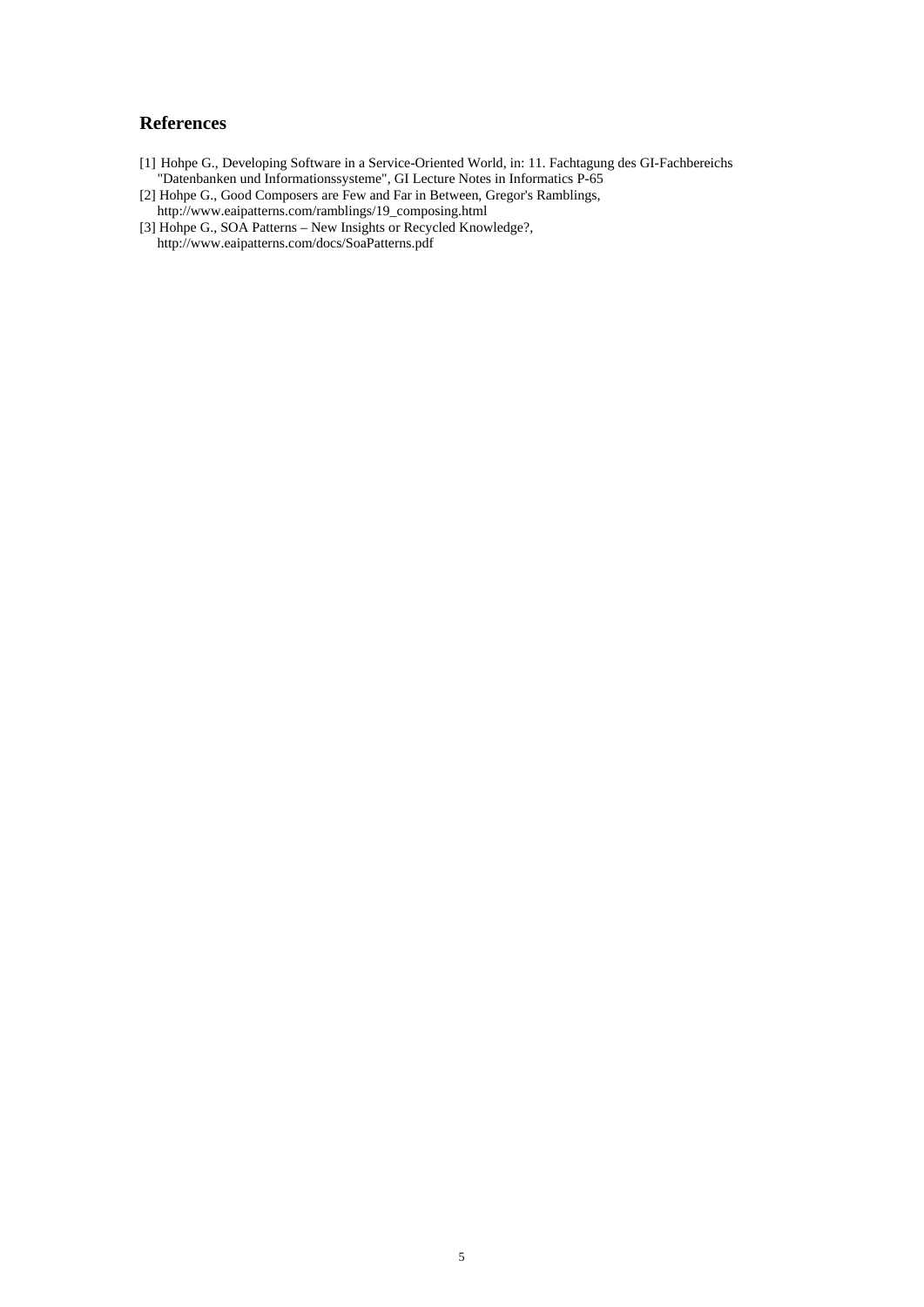## References

[1] Hohpe G., Developing Software in a Service-Oriented World, in: 11. Fachtagung des GI-Fachbereichs "Datenbanken und Informationssysteme", GI Lecture Notes in Informatics P-65

[2] Hohpe G., Good Composers are Few and Far in Between, Gregor's Ramblings, http://www.eaipatterns.com/ramblings/19_composing.html

[3] Hohpe G., SOA Patterns – New Insights or Recycled Knowledge?, http://www.eaipatterns.com/docs/SoaPatterns.pdf